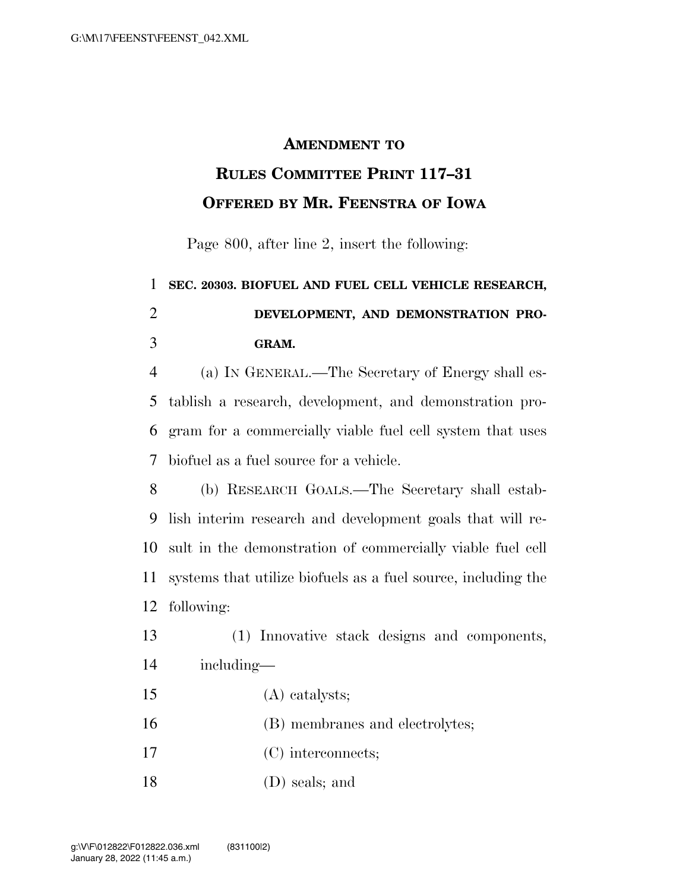**AMENDMENT TO**

**RULES COMMITTEE PRINT 117–31**

**OFFERED BY MR. FEENSTRA OF IOWA**

Page 800, after line 2, insert the following:

**SEC. 20303. BIOFUEL AND FUEL CELL VEHICLE RESEARCH, DEVELOPMENT, AND DEMONSTRATION PROGRAM.**

(a) IN GENERAL.—The Secretary of Energy shall establish a research, development, and demonstration program for a commercially viable fuel cell system that uses biofuel as a fuel source for a vehicle.

(b) RESEARCH GOALS.—The Secretary shall establish interim research and development goals that will result in the demonstration of commercially viable fuel cell systems that utilize biofuels as a fuel source, including the following:

(1) Innovative stack designs and components, including—

(A) catalysts;

(B) membranes and electrolytes;

(C) interconnects;

(D) seals; and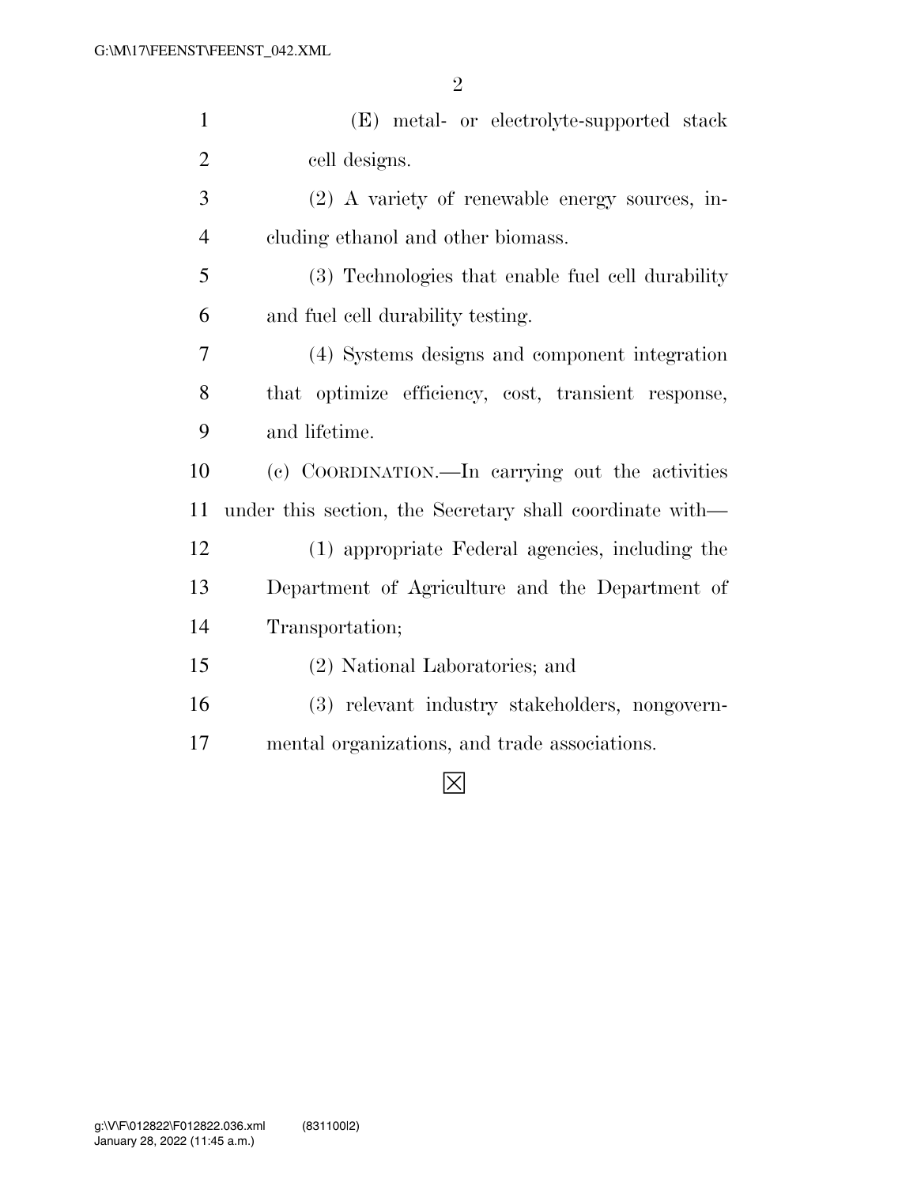(E) metal- or electrolyte-supported stack cell designs.

(2) A variety of renewable energy sources, including ethanol and other biomass.

(3) Technologies that enable fuel cell durability and fuel cell durability testing.

(4) Systems designs and component integration that optimize efficiency, cost, transient response, and lifetime.

(c) COORDINATION.—In carrying out the activities under this section, the Secretary shall coordinate with—

(1) appropriate Federal agencies, including the Department of Agriculture and the Department of Transportation;

(2) National Laboratories; and

(3) relevant industry stakeholders, nongovernmental organizations, and trade associations.